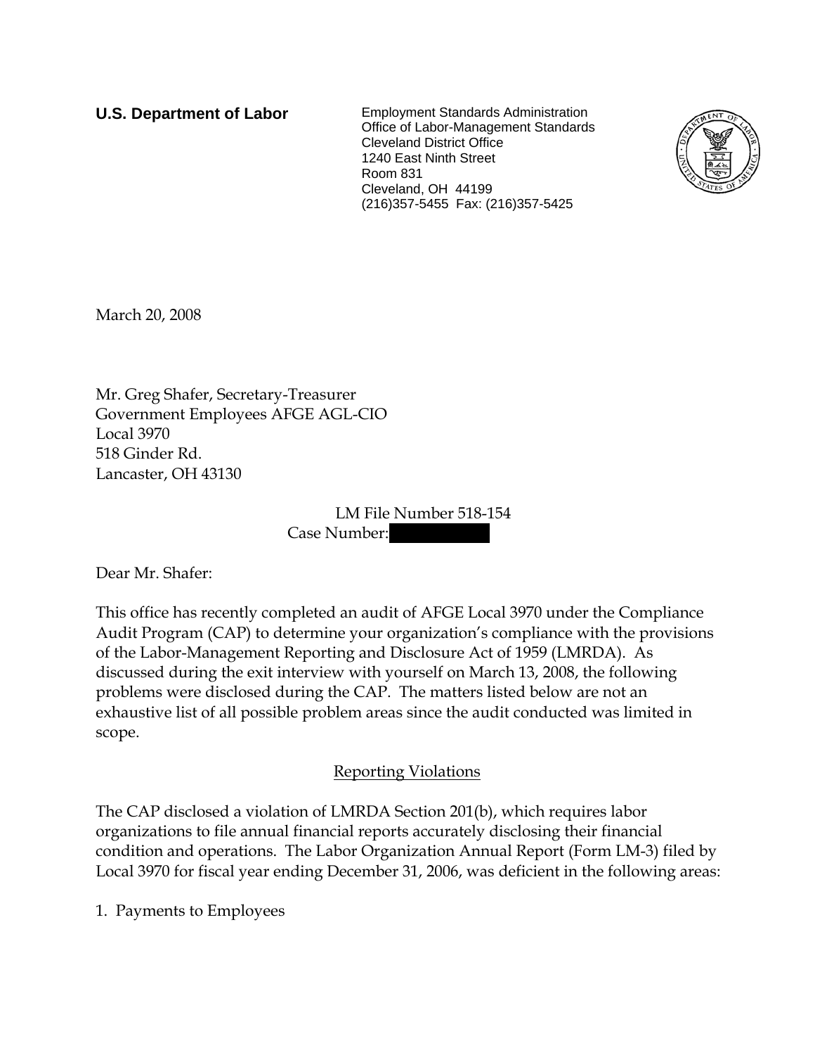**U.S. Department of Labor**

Employment Standards Administration
Office of Labor-Management Standards
Cleveland District Office
1240 East Ninth Street
Room 831
Cleveland, OH 44199
(216)357-5455 Fax: (216)357-5425

March 20, 2008

Mr. Greg Shafer, Secretary-Treasurer
Government Employees AFGE AGL-CIO
Local 3970
518 Ginder Rd.
Lancaster, OH 43130

LM File Number 518-154
Case Number: [redacted]

Dear Mr. Shafer:

This office has recently completed an audit of AFGE Local 3970 under the Compliance Audit Program (CAP) to determine your organization's compliance with the provisions of the Labor-Management Reporting and Disclosure Act of 1959 (LMRDA). As discussed during the exit interview with yourself on March 13, 2008, the following problems were disclosed during the CAP. The matters listed below are not an exhaustive list of all possible problem areas since the audit conducted was limited in scope.

## Reporting Violations

The CAP disclosed a violation of LMRDA Section 201(b), which requires labor organizations to file annual financial reports accurately disclosing their financial condition and operations. The Labor Organization Annual Report (Form LM-3) filed by Local 3970 for fiscal year ending December 31, 2006, was deficient in the following areas:

1. Payments to Employees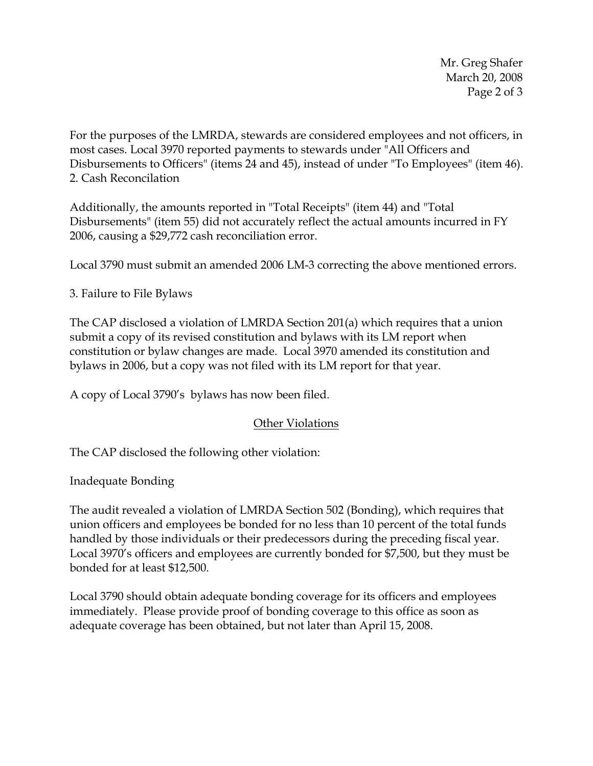For the purposes of the LMRDA, stewards are considered employees and not officers, in most cases. Local 3970 reported payments to stewards under "All Officers and Disbursements to Officers" (items 24 and 45), instead of under "To Employees" (item 46).
2. Cash Reconcilation

Additionally, the amounts reported in "Total Receipts" (item 44) and "Total Disbursements" (item 55) did not accurately reflect the actual amounts incurred in FY 2006, causing a $29,772 cash reconciliation error.

Local 3790 must submit an amended 2006 LM-3 correcting the above mentioned errors.

3. Failure to File Bylaws

The CAP disclosed a violation of LMRDA Section 201(a) which requires that a union submit a copy of its revised constitution and bylaws with its LM report when constitution or bylaw changes are made. Local 3970 amended its constitution and bylaws in 2006, but a copy was not filed with its LM report for that year.

A copy of Local 3790's bylaws has now been filed.

## Other Violations

The CAP disclosed the following other violation:

Inadequate Bonding

The audit revealed a violation of LMRDA Section 502 (Bonding), which requires that union officers and employees be bonded for no less than 10 percent of the total funds handled by those individuals or their predecessors during the preceding fiscal year. Local 3970's officers and employees are currently bonded for $7,500, but they must be bonded for at least $12,500.

Local 3790 should obtain adequate bonding coverage for its officers and employees immediately. Please provide proof of bonding coverage to this office as soon as adequate coverage has been obtained, but not later than April 15, 2008.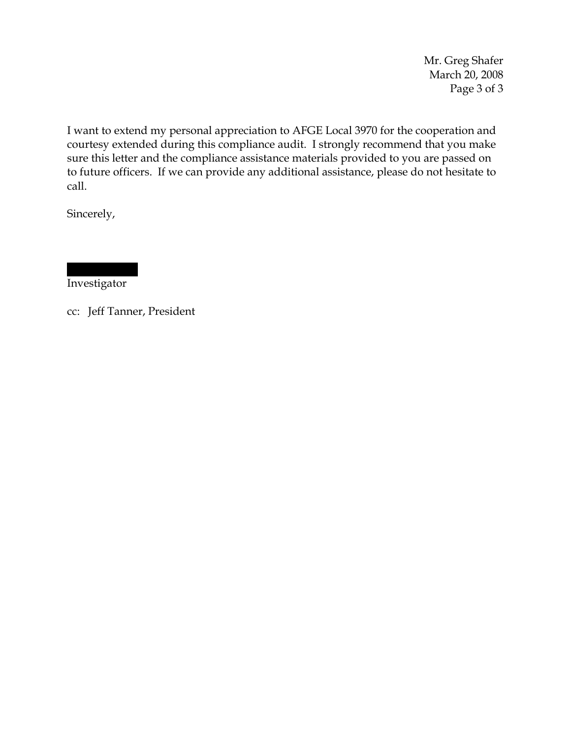I want to extend my personal appreciation to AFGE Local 3970 for the cooperation and courtesy extended during this compliance audit. I strongly recommend that you make sure this letter and the compliance assistance materials provided to you are passed on to future officers. If we can provide any additional assistance, please do not hesitate to call.

Sincerely,

Investigator

cc: Jeff Tanner, President